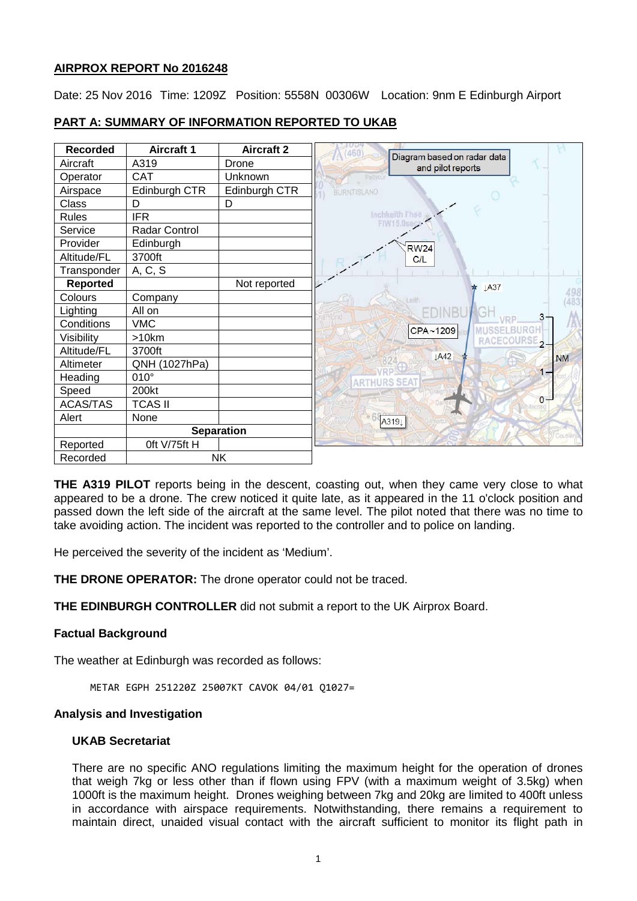## AIRPROX REPORT No 2016248

Date: 25 Nov 2016 Time: 1209Z Position: 5558N 00306W Location: 9nm E Edinburgh Airport

## PART A: SUMMARY OF INFORMATION REPORTED TO UKAB

| Recorded | Aircraft 1 | Aircraft 2 |
|---|---|---|
| Aircraft | A319 | Drone |
| Operator | CAT | Unknown |
| Airspace | Edinburgh CTR | Edinburgh CTR |
| Class | D | D |
| Rules | IFR | |
| Service | Radar Control | |
| Provider | Edinburgh | |
| Altitude/FL | 3700ft | |
| Transponder | A, C, S | |
| **Reported** | | Not reported |
| Colours | Company | |
| Lighting | All on | |
| Conditions | VMC | |
| Visibility | >10km | |
| Altitude/FL | 3700ft | |
| Altimeter | QNH (1027hPa) | |
| Heading | 010° | |
| Speed | 200kt | |
| ACAS/TAS | TCAS II | |
| Alert | None | |
| | **Separation** | |
| Reported | 0ft V/75ft H | |
| Recorded | NK | |

**THE A319 PILOT** reports being in the descent, coasting out, when they came very close to what appeared to be a drone. The crew noticed it quite late, as it appeared in the 11 o'clock position and passed down the left side of the aircraft at the same level. The pilot noted that there was no time to take avoiding action. The incident was reported to the controller and to police on landing.

He perceived the severity of the incident as 'Medium'.

**THE DRONE OPERATOR:** The drone operator could not be traced.

**THE EDINBURGH CONTROLLER** did not submit a report to the UK Airprox Board.

### Factual Background

The weather at Edinburgh was recorded as follows:

```
METAR EGPH 251220Z 25007KT CAVOK 04/01 Q1027=
```

### Analysis and Investigation

#### UKAB Secretariat

There are no specific ANO regulations limiting the maximum height for the operation of drones that weigh 7kg or less other than if flown using FPV (with a maximum weight of 3.5kg) when 1000ft is the maximum height. Drones weighing between 7kg and 20kg are limited to 400ft unless in accordance with airspace requirements. Notwithstanding, there remains a requirement to maintain direct, unaided visual contact with the aircraft sufficient to monitor its flight path in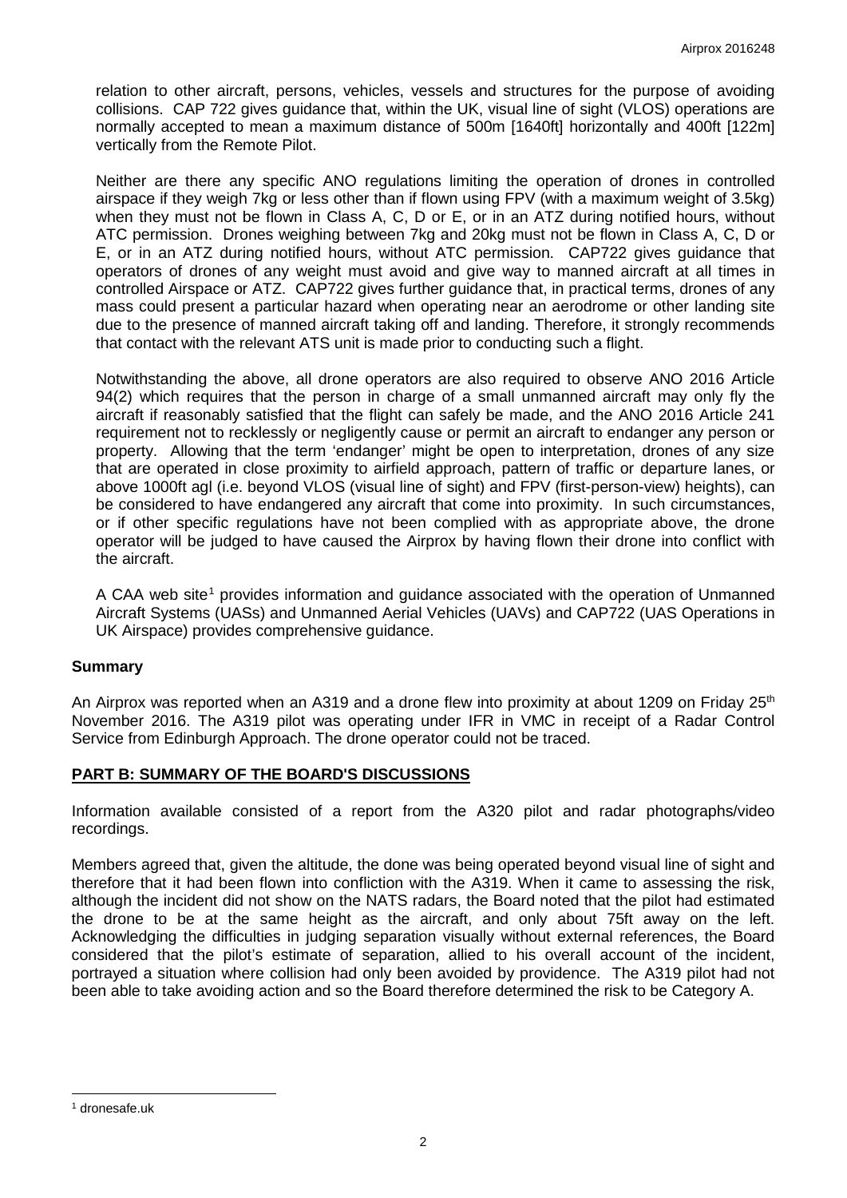relation to other aircraft, persons, vehicles, vessels and structures for the purpose of avoiding collisions. CAP 722 gives guidance that, within the UK, visual line of sight (VLOS) operations are normally accepted to mean a maximum distance of 500m [1640ft] horizontally and 400ft [122m] vertically from the Remote Pilot.

Neither are there any specific ANO regulations limiting the operation of drones in controlled airspace if they weigh 7kg or less other than if flown using FPV (with a maximum weight of 3.5kg) when they must not be flown in Class A, C, D or E, or in an ATZ during notified hours, without ATC permission. Drones weighing between 7kg and 20kg must not be flown in Class A, C, D or E, or in an ATZ during notified hours, without ATC permission. CAP722 gives guidance that operators of drones of any weight must avoid and give way to manned aircraft at all times in controlled Airspace or ATZ. CAP722 gives further guidance that, in practical terms, drones of any mass could present a particular hazard when operating near an aerodrome or other landing site due to the presence of manned aircraft taking off and landing. Therefore, it strongly recommends that contact with the relevant ATS unit is made prior to conducting such a flight.

Notwithstanding the above, all drone operators are also required to observe ANO 2016 Article 94(2) which requires that the person in charge of a small unmanned aircraft may only fly the aircraft if reasonably satisfied that the flight can safely be made, and the ANO 2016 Article 241 requirement not to recklessly or negligently cause or permit an aircraft to endanger any person or property. Allowing that the term 'endanger' might be open to interpretation, drones of any size that are operated in close proximity to airfield approach, pattern of traffic or departure lanes, or above 1000ft agl (i.e. beyond VLOS (visual line of sight) and FPV (first-person-view) heights), can be considered to have endangered any aircraft that come into proximity. In such circumstances, or if other specific regulations have not been complied with as appropriate above, the drone operator will be judged to have caused the Airprox by having flown their drone into conflict with the aircraft.

A CAA web site[1] provides information and guidance associated with the operation of Unmanned Aircraft Systems (UASs) and Unmanned Aerial Vehicles (UAVs) and CAP722 (UAS Operations in UK Airspace) provides comprehensive guidance.

## Summary

An Airprox was reported when an A319 and a drone flew into proximity at about 1209 on Friday 25th November 2016. The A319 pilot was operating under IFR in VMC in receipt of a Radar Control Service from Edinburgh Approach. The drone operator could not be traced.

## PART B: SUMMARY OF THE BOARD'S DISCUSSIONS

Information available consisted of a report from the A320 pilot and radar photographs/video recordings.

Members agreed that, given the altitude, the done was being operated beyond visual line of sight and therefore that it had been flown into confliction with the A319. When it came to assessing the risk, although the incident did not show on the NATS radars, the Board noted that the pilot had estimated the drone to be at the same height as the aircraft, and only about 75ft away on the left. Acknowledging the difficulties in judging separation visually without external references, the Board considered that the pilot's estimate of separation, allied to his overall account of the incident, portrayed a situation where collision had only been avoided by providence. The A319 pilot had not been able to take avoiding action and so the Board therefore determined the risk to be Category A.

[1] dronesafe.uk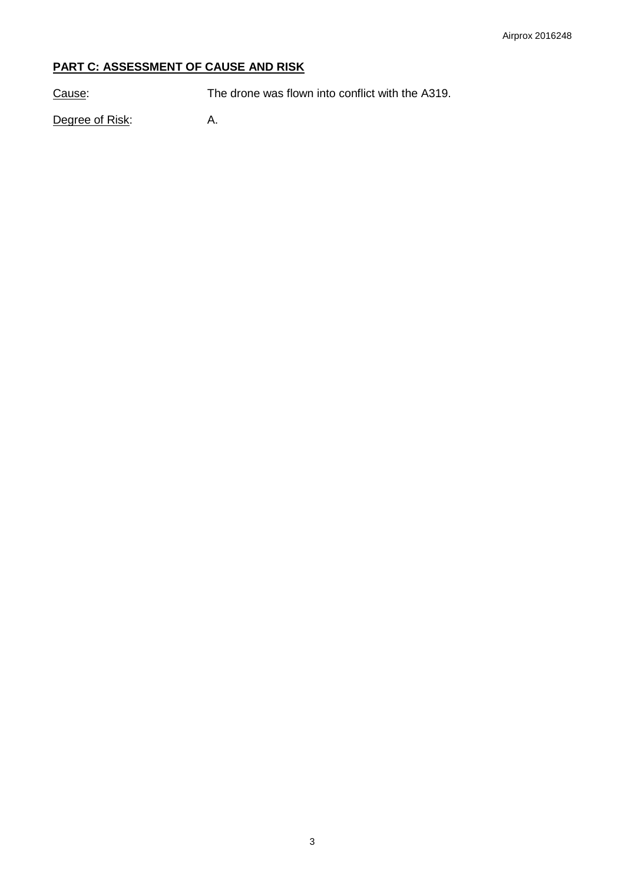## PART C: ASSESSMENT OF CAUSE AND RISK

Cause: The drone was flown into conflict with the A319.

Degree of Risk: A.